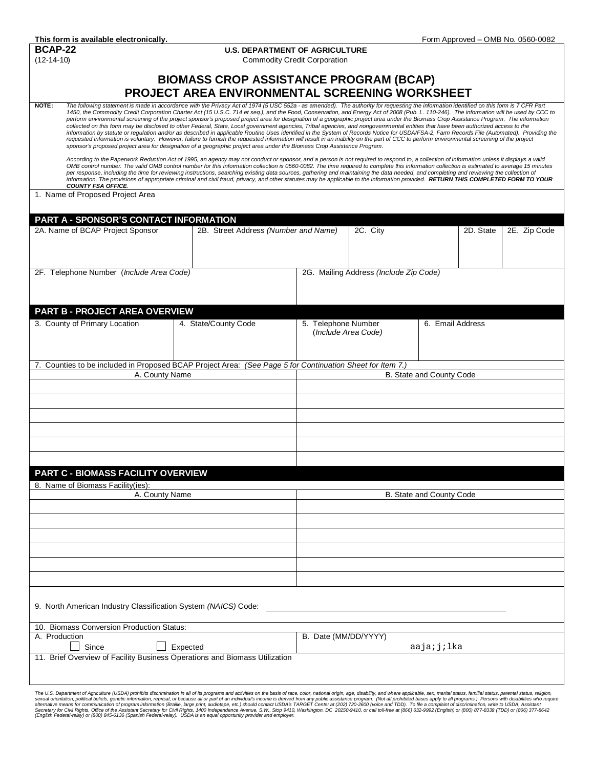This form is available electronically. Form Approved – OMB No. 0560-0082

**BCAP-22**
(12-14-10)

**U.S. DEPARTMENT OF AGRICULTURE**
Commodity Credit Corporation

# BIOMASS CROP ASSISTANCE PROGRAM (BCAP) PROJECT AREA ENVIRONMENTAL SCREENING WORKSHEET

**NOTE:** *The following statement is made in accordance with the Privacy Act of 1974 (5 USC 552a - as amended). The authority for requesting the information identified on this form is 7 CFR Part 1450, the Commodity Credit Corporation Charter Act (15 U.S.C. 714 et seq.), and the Food, Conservation, and Energy Act of 2008 (Pub. L. 110-246). The information will be used by CCC to perform environmental screening of the project sponsor's proposed project area for designation of a geographic project area under the Biomass Crop Assistance Program. The information collected on this form may be disclosed to other Federal, State, Local government agencies, Tribal agencies, and nongovernmental entities that have been authorized access to the information by statute or regulation and/or as described in applicable Routine Uses identified in the System of Records Notice for USDA/FSA-2, Farm Records File (Automated). Providing the requested information is voluntary. However, failure to furnish the requested information will result in an inability on the part of CCC to perform environmental screening of the project sponsor's proposed project area for designation of a geographic project area under the Biomass Crop Assistance Program.*

*According to the Paperwork Reduction Act of 1995, an agency may not conduct or sponsor, and a person is not required to respond to, a collection of information unless it displays a valid OMB control number. The valid OMB control number for this information collection is 0560-0082. The time required to complete this information collection is estimated to average 15 minutes per response, including the time for reviewing instructions, searching existing data sources, gathering and maintaining the data needed, and completing and reviewing the collection of information. The provisions of appropriate criminal and civil fraud, privacy, and other statutes may be applicable to the information provided.* ***RETURN THIS COMPLETED FORM TO YOUR COUNTY FSA OFFICE.***

1. Name of Proposed Project Area

## PART A - SPONSOR'S CONTACT INFORMATION

| 2A. Name of BCAP Project Sponsor | 2B. Street Address *(Number and Name)* | 2C. City | 2D. State | 2E. Zip Code |
|---|---|---|---|---|
| | | | | |

| 2F. Telephone Number (*Include Area Code)* | 2G. Mailing Address *(Include Zip Code)* |
|---|---|
| | |

## PART B - PROJECT AREA OVERVIEW

| 3. County of Primary Location | 4. State/County Code | 5. Telephone Number (*Include Area Code)* | 6. Email Address |
|---|---|---|---|
| | | | |

7. Counties to be included in Proposed BCAP Project Area: *(See Page 5 for Continuation Sheet for Item 7.)*

| A. County Name | B. State and County Code |
|---|---|
| | |
| | |
| | |
| | |
| | |
| | |

## PART C - BIOMASS FACILITY OVERVIEW

8. Name of Biomass Facility(ies):

| A. County Name | B. State and County Code |
|---|---|
| | |
| | |
| | |
| | |
| | |
| | |

9. North American Industry Classification System *(NAICS)* Code: ______________________

10. Biomass Conversion Production Status:

| A. Production | B. Date (MM/DD/YYYY) |
|---|---|
| ☐ Since ☐ Expected | aaja;j;lka |

11. Brief Overview of Facility Business Operations and Biomass Utilization

*The U.S. Department of Agriculture (USDA) prohibits discrimination in all of its programs and activities on the basis of race, color, national origin, age, disability, and where applicable, sex, marital status, familial status, parental status, religion, sexual orientation, political beliefs, genetic information, reprisal, or because all or part of an individual's income is derived from any public assistance program. (Not all prohibited bases apply to all programs.) Persons with disabilities who require alternative means for communication of program information (Braille, large print, audiotape, etc.) should contact USDA's TARGET Center at (202) 720-2600 (voice and TDD). To file a complaint of discrimination, write to USDA, Assistant Secretary for Civil Rights, Office of the Assistant Secretary for Civil Rights, 1400 Independence Avenue, S.W., Stop 9410, Washington, DC 20250-9410, or call toll-free at (866) 632-9992 (English) or (800) 877-8339 (TDD) or (866) 377-8642 (English Federal-relay) or (800) 845-6136 (Spanish Federal-relay). USDA is an equal opportunity provider and employer.*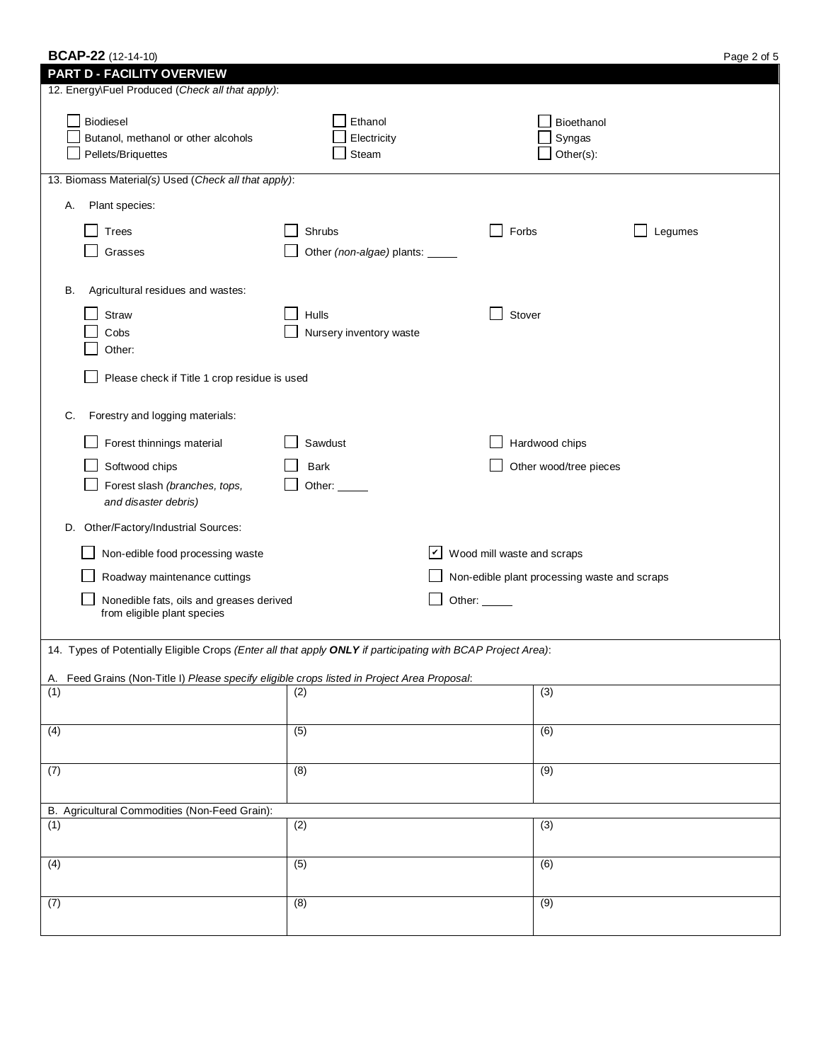## PART D - FACILITY OVERVIEW

12. Energy\Fuel Produced (*Check all that apply)*:

- ☐ Biodiesel
- ☐ Butanol, methanol or other alcohols
- ☐ Pellets/Briquettes
- ☐ Ethanol
- ☐ Electricity
- ☐ Steam
- ☐ Bioethanol
- ☐ Syngas
- ☐ Other(s):

13. Biomass Material*(s)* Used (*Check all that apply)*:

A. Plant species:

- ☐ Trees
- ☐ Shrubs
- ☐ Forbs
- ☐ Legumes
- ☐ Grasses
- ☐ Other *(non-algae)* plants: _____

B. Agricultural residues and wastes:

- ☐ Straw
- ☐ Hulls
- ☐ Stover
- ☐ Cobs
- ☐ Nursery inventory waste
- ☐ Other:

☐ Please check if Title 1 crop residue is used

C. Forestry and logging materials:

- ☐ Forest thinnings material
- ☐ Sawdust
- ☐ Hardwood chips
- ☐ Softwood chips
- ☐ Bark
- ☐ Other wood/tree pieces
- ☐ Forest slash *(branches, tops, and disaster debris)*
- ☐ Other: _____

D. Other/Factory/Industrial Sources:

- ☐ Non-edible food processing waste
- ☑ Wood mill waste and scraps
- ☐ Roadway maintenance cuttings
- ☐ Non-edible plant processing waste and scraps
- ☐ Nonedible fats, oils and greases derived from eligible plant species
- ☐ Other: _____

14. Types of Potentially Eligible Crops *(Enter all that apply **ONLY** if participating with BCAP Project Area)*:

A. Feed Grains (Non-Title I) *Please specify eligible crops listed in Project Area Proposal*:

| | | |
|---|---|---|
| (1) | (2) | (3) |
| (4) | (5) | (6) |
| (7) | (8) | (9) |

B. Agricultural Commodities (Non-Feed Grain):

| | | |
|---|---|---|
| (1) | (2) | (3) |
| (4) | (5) | (6) |
| (7) | (8) | (9) |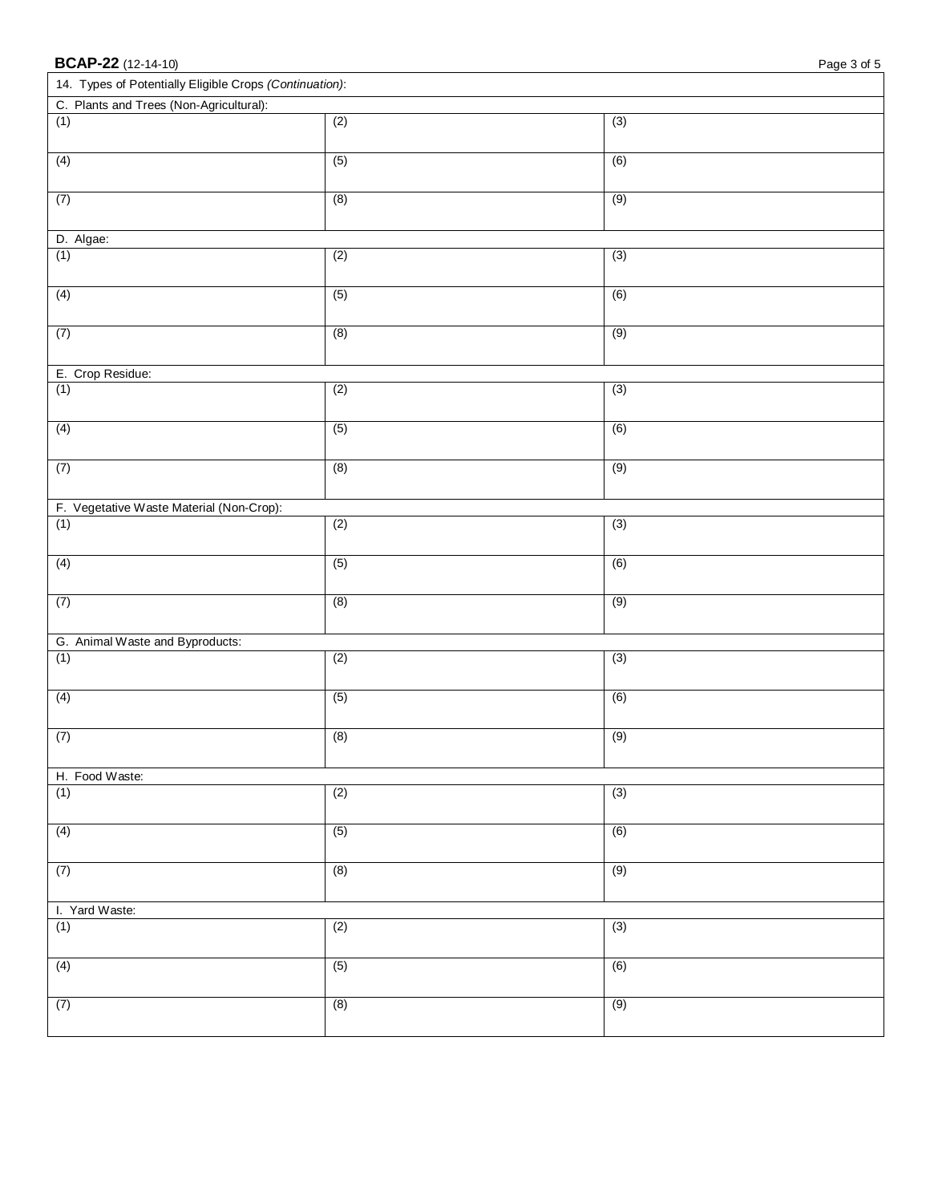BCAP-22 (12-14-10)

| 14. Types of Potentially Eligible Crops *(Continuation)*: | | |
|---|---|---|
| C. Plants and Trees (Non-Agricultural): | | |
| (1) | (2) | (3) |
| (4) | (5) | (6) |
| (7) | (8) | (9) |
| D. Algae: | | |
| (1) | (2) | (3) |
| (4) | (5) | (6) |
| (7) | (8) | (9) |
| E. Crop Residue: | | |
| (1) | (2) | (3) |
| (4) | (5) | (6) |
| (7) | (8) | (9) |
| F. Vegetative Waste Material (Non-Crop): | | |
| (1) | (2) | (3) |
| (4) | (5) | (6) |
| (7) | (8) | (9) |
| G. Animal Waste and Byproducts: | | |
| (1) | (2) | (3) |
| (4) | (5) | (6) |
| (7) | (8) | (9) |
| H. Food Waste: | | |
| (1) | (2) | (3) |
| (4) | (5) | (6) |
| (7) | (8) | (9) |
| I. Yard Waste: | | |
| (1) | (2) | (3) |
| (4) | (5) | (6) |
| (7) | (8) | (9) |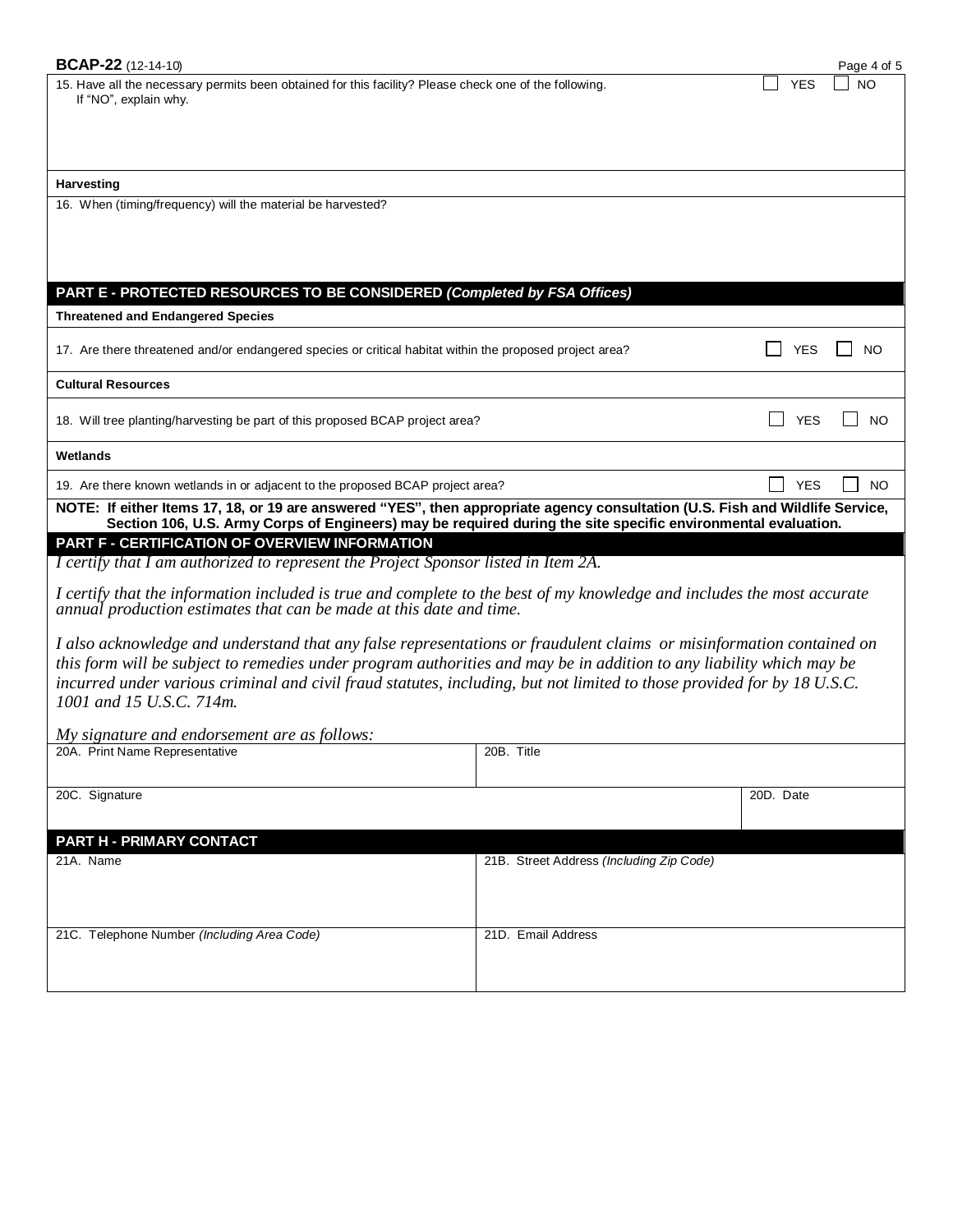15. Have all the necessary permits been obtained for this facility? Please check one of the following. ☐ YES ☐ NO
If "NO", explain why.

**Harvesting**

16. When (timing/frequency) will the material be harvested?

## PART E - PROTECTED RESOURCES TO BE CONSIDERED *(Completed by FSA Offices)*

**Threatened and Endangered Species**

17. Are there threatened and/or endangered species or critical habitat within the proposed project area? ☐ YES ☐ NO

**Cultural Resources**

18. Will tree planting/harvesting be part of this proposed BCAP project area? ☐ YES ☐ NO

**Wetlands**

19. Are there known wetlands in or adjacent to the proposed BCAP project area? ☐ YES ☐ NO

**NOTE: If either Items 17, 18, or 19 are answered "YES", then appropriate agency consultation (U.S. Fish and Wildlife Service, Section 106, U.S. Army Corps of Engineers) may be required during the site specific environmental evaluation.**

## PART F - CERTIFICATION OF OVERVIEW INFORMATION

*I certify that I am authorized to represent the Project Sponsor listed in Item 2A.*

*I certify that the information included is true and complete to the best of my knowledge and includes the most accurate annual production estimates that can be made at this date and time.*

*I also acknowledge and understand that any false representations or fraudulent claims or misinformation contained on this form will be subject to remedies under program authorities and may be in addition to any liability which may be incurred under various criminal and civil fraud statutes, including, but not limited to those provided for by 18 U.S.C. 1001 and 15 U.S.C. 714m.*

*My signature and endorsement are as follows:*

| 20A. Print Name Representative | 20B. Title | |
|---|---|---|
| 20C. Signature | | 20D. Date |

## PART H - PRIMARY CONTACT

| 21A. Name | 21B. Street Address *(Including Zip Code)* |
|---|---|
| 21C. Telephone Number *(Including Area Code)* | 21D. Email Address |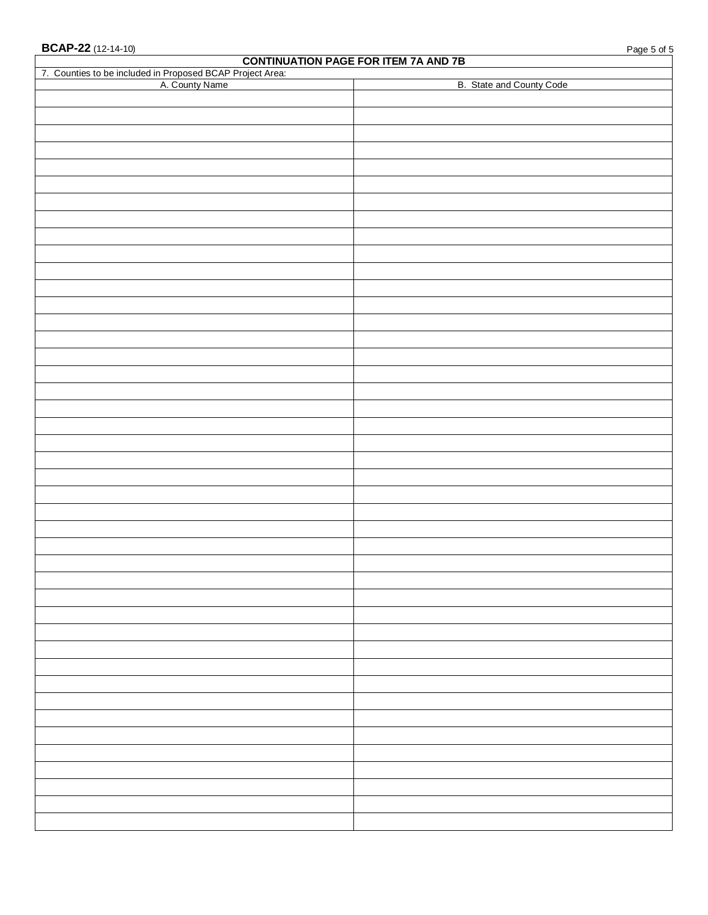BCAP-22 (12-14-10)

## CONTINUATION PAGE FOR ITEM 7A AND 7B

7. Counties to be included in Proposed BCAP Project Area:

| A. County Name | B. State and County Code |
| --- | --- |
| | |
| | |
| | |
| | |
| | |
| | |
| | |
| | |
| | |
| | |
| | |
| | |
| | |
| | |
| | |
| | |
| | |
| | |
| | |
| | |
| | |
| | |
| | |
| | |
| | |
| | |
| | |
| | |
| | |
| | |
| | |
| | |
| | |
| | |
| | |
| | |
| | |
| | |
| | |
| | |
| | |
| | |